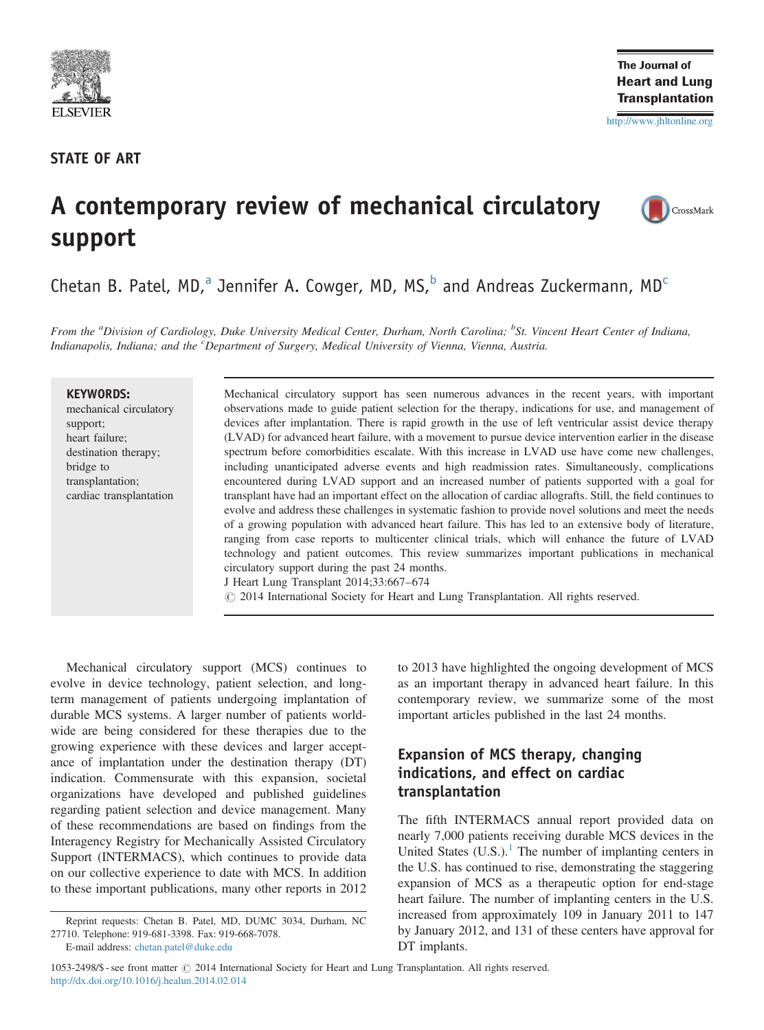STATE OF ART

# A contemporary review of mechanical circulatory support

Chetan B. Patel, MD,[a] Jennifer A. Cowger, MD, MS,[b] and Andreas Zuckermann, MD[c]

*From the [a]Division of Cardiology, Duke University Medical Center, Durham, North Carolina; [b]St. Vincent Heart Center of Indiana, Indianapolis, Indiana; and the [c]Department of Surgery, Medical University of Vienna, Vienna, Austria.*

**KEYWORDS:**
mechanical circulatory support;
heart failure;
destination therapy;
bridge to transplantation;
cardiac transplantation

Mechanical circulatory support has seen numerous advances in the recent years, with important observations made to guide patient selection for the therapy, indications for use, and management of devices after implantation. There is rapid growth in the use of left ventricular assist device therapy (LVAD) for advanced heart failure, with a movement to pursue device intervention earlier in the disease spectrum before comorbidities escalate. With this increase in LVAD use have come new challenges, including unanticipated adverse events and high readmission rates. Simultaneously, complications encountered during LVAD support and an increased number of patients supported with a goal for transplant have had an important effect on the allocation of cardiac allografts. Still, the field continues to evolve and address these challenges in systematic fashion to provide novel solutions and meet the needs of a growing population with advanced heart failure. This has led to an extensive body of literature, ranging from case reports to multicenter clinical trials, which will enhance the future of LVAD technology and patient outcomes. This review summarizes important publications in mechanical circulatory support during the past 24 months.
J Heart Lung Transplant 2014;33:667–674
© 2014 International Society for Heart and Lung Transplantation. All rights reserved.

Mechanical circulatory support (MCS) continues to evolve in device technology, patient selection, and long-term management of patients undergoing implantation of durable MCS systems. A larger number of patients worldwide are being considered for these therapies due to the growing experience with these devices and larger acceptance of implantation under the destination therapy (DT) indication. Commensurate with this expansion, societal organizations have developed and published guidelines regarding patient selection and device management. Many of these recommendations are based on findings from the Interagency Registry for Mechanically Assisted Circulatory Support (INTERMACS), which continues to provide data on our collective experience to date with MCS. In addition to these important publications, many other reports in 2012 to 2013 have highlighted the ongoing development of MCS as an important therapy in advanced heart failure. In this contemporary review, we summarize some of the most important articles published in the last 24 months.

## Expansion of MCS therapy, changing indications, and effect on cardiac transplantation

The fifth INTERMACS annual report provided data on nearly 7,000 patients receiving durable MCS devices in the United States (U.S.).[1] The number of implanting centers in the U.S. has continued to rise, demonstrating the staggering expansion of MCS as a therapeutic option for end-stage heart failure. The number of implanting centers in the U.S. increased from approximately 109 in January 2011 to 147 by January 2012, and 131 of these centers have approval for DT implants.

Reprint requests: Chetan B. Patel, MD, DUMC 3034, Durham, NC 27710. Telephone: 919-681-3398. Fax: 919-668-7078.
E-mail address: chetan.patel@duke.edu

1053-2498/$ - see front matter © 2014 International Society for Heart and Lung Transplantation. All rights reserved.
http://dx.doi.org/10.1016/j.healun.2014.02.014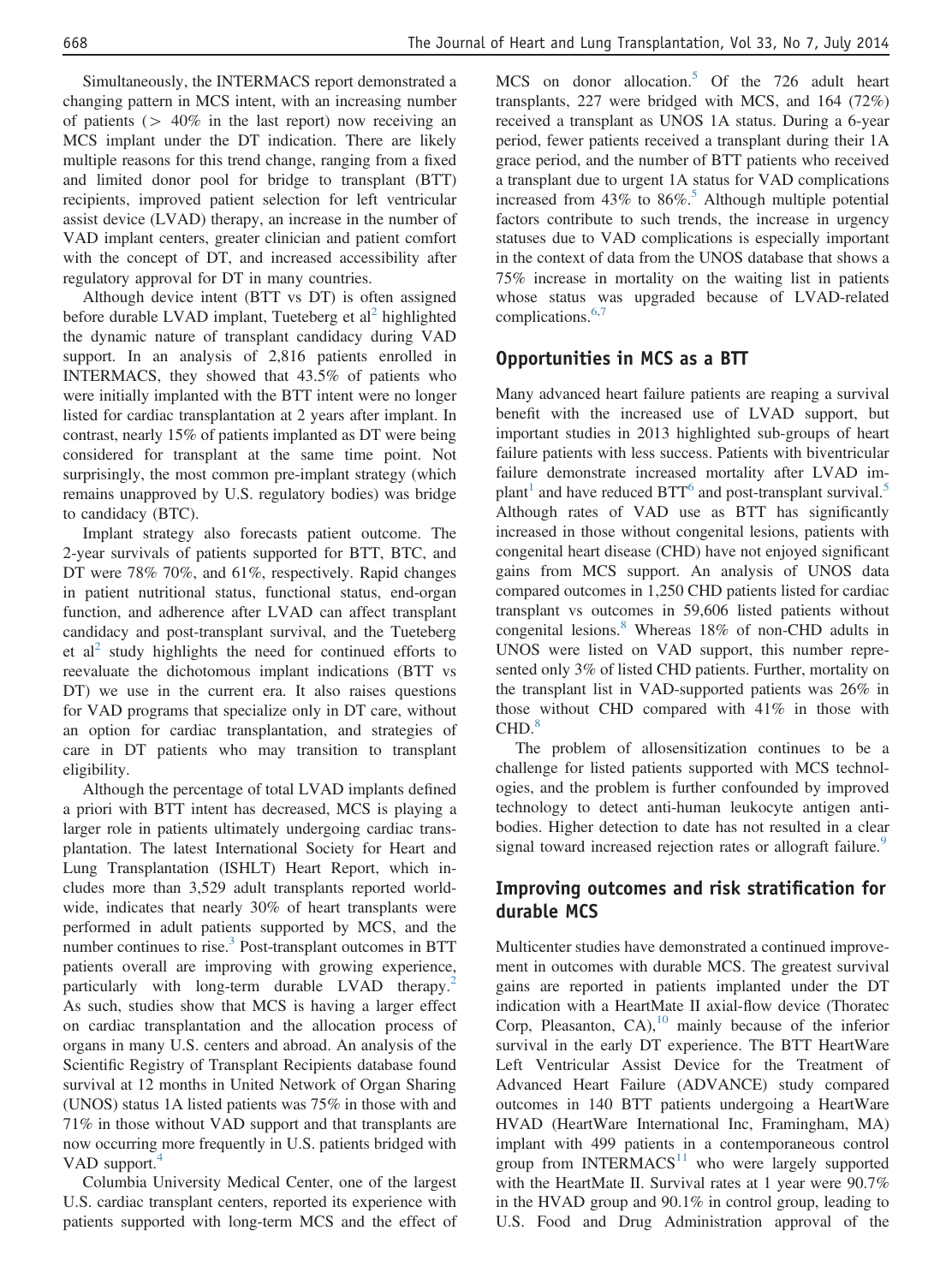Simultaneously, the INTERMACS report demonstrated a changing pattern in MCS intent, with an increasing number of patients (> 40% in the last report) now receiving an MCS implant under the DT indication. There are likely multiple reasons for this trend change, ranging from a fixed and limited donor pool for bridge to transplant (BTT) recipients, improved patient selection for left ventricular assist device (LVAD) therapy, an increase in the number of VAD implant centers, greater clinician and patient comfort with the concept of DT, and increased accessibility after regulatory approval for DT in many countries.

Although device intent (BTT vs DT) is often assigned before durable LVAD implant, Tueteberg et al[2] highlighted the dynamic nature of transplant candidacy during VAD support. In an analysis of 2,816 patients enrolled in INTERMACS, they showed that 43.5% of patients who were initially implanted with the BTT intent were no longer listed for cardiac transplantation at 2 years after implant. In contrast, nearly 15% of patients implanted as DT were being considered for transplant at the same time point. Not surprisingly, the most common pre-implant strategy (which remains unapproved by U.S. regulatory bodies) was bridge to candidacy (BTC).

Implant strategy also forecasts patient outcome. The 2-year survivals of patients supported for BTT, BTC, and DT were 78% 70%, and 61%, respectively. Rapid changes in patient nutritional status, functional status, end-organ function, and adherence after LVAD can affect transplant candidacy and post-transplant survival, and the Tueteberg et al[2] study highlights the need for continued efforts to reevaluate the dichotomous implant indications (BTT vs DT) we use in the current era. It also raises questions for VAD programs that specialize only in DT care, without an option for cardiac transplantation, and strategies of care in DT patients who may transition to transplant eligibility.

Although the percentage of total LVAD implants defined a priori with BTT intent has decreased, MCS is playing a larger role in patients ultimately undergoing cardiac transplantation. The latest International Society for Heart and Lung Transplantation (ISHLT) Heart Report, which includes more than 3,529 adult transplants reported worldwide, indicates that nearly 30% of heart transplants were performed in adult patients supported by MCS, and the number continues to rise.[3] Post-transplant outcomes in BTT patients overall are improving with growing experience, particularly with long-term durable LVAD therapy.[2] As such, studies show that MCS is having a larger effect on cardiac transplantation and the allocation process of organs in many U.S. centers and abroad. An analysis of the Scientific Registry of Transplant Recipients database found survival at 12 months in United Network of Organ Sharing (UNOS) status 1A listed patients was 75% in those with and 71% in those without VAD support and that transplants are now occurring more frequently in U.S. patients bridged with VAD support.[4]

Columbia University Medical Center, one of the largest U.S. cardiac transplant centers, reported its experience with patients supported with long-term MCS and the effect of MCS on donor allocation.[5] Of the 726 adult heart transplants, 227 were bridged with MCS, and 164 (72%) received a transplant as UNOS 1A status. During a 6-year period, fewer patients received a transplant during their 1A grace period, and the number of BTT patients who received a transplant due to urgent 1A status for VAD complications increased from 43% to 86%.[5] Although multiple potential factors contribute to such trends, the increase in urgency statuses due to VAD complications is especially important in the context of data from the UNOS database that shows a 75% increase in mortality on the waiting list in patients whose status was upgraded because of LVAD-related complications.[6,7]

## Opportunities in MCS as a BTT

Many advanced heart failure patients are reaping a survival benefit with the increased use of LVAD support, but important studies in 2013 highlighted sub-groups of heart failure patients with less success. Patients with biventricular failure demonstrate increased mortality after LVAD implant[1] and have reduced BTT[6] and post-transplant survival.[5] Although rates of VAD use as BTT has significantly increased in those without congenital lesions, patients with congenital heart disease (CHD) have not enjoyed significant gains from MCS support. An analysis of UNOS data compared outcomes in 1,250 CHD patients listed for cardiac transplant vs outcomes in 59,606 listed patients without congenital lesions.[8] Whereas 18% of non-CHD adults in UNOS were listed on VAD support, this number represented only 3% of listed CHD patients. Further, mortality on the transplant list in VAD-supported patients was 26% in those without CHD compared with 41% in those with CHD.[8]

The problem of allosensitization continues to be a challenge for listed patients supported with MCS technologies, and the problem is further confounded by improved technology to detect anti-human leukocyte antigen antibodies. Higher detection to date has not resulted in a clear signal toward increased rejection rates or allograft failure.[9]

## Improving outcomes and risk stratification for durable MCS

Multicenter studies have demonstrated a continued improvement in outcomes with durable MCS. The greatest survival gains are reported in patients implanted under the DT indication with a HeartMate II axial-flow device (Thoratec Corp, Pleasanton, CA),[10] mainly because of the inferior survival in the early DT experience. The BTT HeartWare Left Ventricular Assist Device for the Treatment of Advanced Heart Failure (ADVANCE) study compared outcomes in 140 BTT patients undergoing a HeartWare HVAD (HeartWare International Inc, Framingham, MA) implant with 499 patients in a contemporaneous control group from INTERMACS[11] who were largely supported with the HeartMate II. Survival rates at 1 year were 90.7% in the HVAD group and 90.1% in control group, leading to U.S. Food and Drug Administration approval of the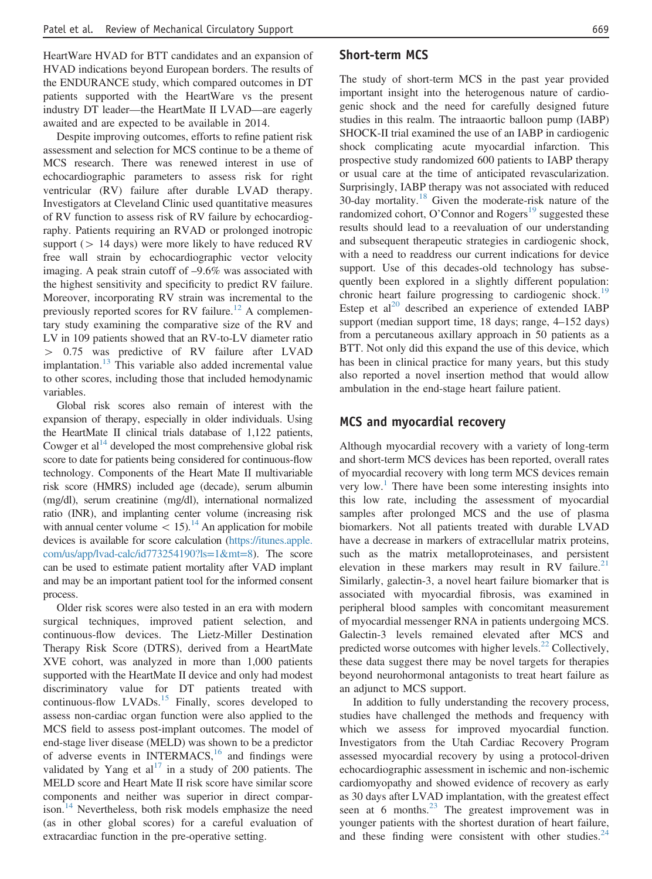HeartWare HVAD for BTT candidates and an expansion of HVAD indications beyond European borders. The results of the ENDURANCE study, which compared outcomes in DT patients supported with the HeartWare vs the present industry DT leader—the HeartMate II LVAD—are eagerly awaited and are expected to be available in 2014.

Despite improving outcomes, efforts to refine patient risk assessment and selection for MCS continue to be a theme of MCS research. There was renewed interest in use of echocardiographic parameters to assess risk for right ventricular (RV) failure after durable LVAD therapy. Investigators at Cleveland Clinic used quantitative measures of RV function to assess risk of RV failure by echocardiography. Patients requiring an RVAD or prolonged inotropic support (> 14 days) were more likely to have reduced RV free wall strain by echocardiographic vector velocity imaging. A peak strain cutoff of –9.6% was associated with the highest sensitivity and specificity to predict RV failure. Moreover, incorporating RV strain was incremental to the previously reported scores for RV failure.[12] A complementary study examining the comparative size of the RV and LV in 109 patients showed that an RV-to-LV diameter ratio > 0.75 was predictive of RV failure after LVAD implantation.[13] This variable also added incremental value to other scores, including those that included hemodynamic variables.

Global risk scores also remain of interest with the expansion of therapy, especially in older individuals. Using the HeartMate II clinical trials database of 1,122 patients, Cowger et al[14] developed the most comprehensive global risk score to date for patients being considered for continuous-flow technology. Components of the Heart Mate II multivariable risk score (HMRS) included age (decade), serum albumin (mg/dl), serum creatinine (mg/dl), international normalized ratio (INR), and implanting center volume (increasing risk with annual center volume < 15).[14] An application for mobile devices is available for score calculation (https://itunes.apple.com/us/app/lvad-calc/id773254190?ls=1&mt=8). The score can be used to estimate patient mortality after VAD implant and may be an important patient tool for the informed consent process.

Older risk scores were also tested in an era with modern surgical techniques, improved patient selection, and continuous-flow devices. The Lietz-Miller Destination Therapy Risk Score (DTRS), derived from a HeartMate XVE cohort, was analyzed in more than 1,000 patients supported with the HeartMate II device and only had modest discriminatory value for DT patients treated with continuous-flow LVADs.[15] Finally, scores developed to assess non-cardiac organ function were also applied to the MCS field to assess post-implant outcomes. The model of end-stage liver disease (MELD) was shown to be a predictor of adverse events in INTERMACS,[16] and findings were validated by Yang et al[17] in a study of 200 patients. The MELD score and Heart Mate II risk score have similar score components and neither was superior in direct comparison.[14] Nevertheless, both risk models emphasize the need (as in other global scores) for a careful evaluation of extracardiac function in the pre-operative setting.

## Short-term MCS

The study of short-term MCS in the past year provided important insight into the heterogenous nature of cardiogenic shock and the need for carefully designed future studies in this realm. The intraaortic balloon pump (IABP) SHOCK-II trial examined the use of an IABP in cardiogenic shock complicating acute myocardial infarction. This prospective study randomized 600 patients to IABP therapy or usual care at the time of anticipated revascularization. Surprisingly, IABP therapy was not associated with reduced 30-day mortality.[18] Given the moderate-risk nature of the randomized cohort, O'Connor and Rogers[19] suggested these results should lead to a reevaluation of our understanding and subsequent therapeutic strategies in cardiogenic shock, with a need to readdress our current indications for device support. Use of this decades-old technology has subsequently been explored in a slightly different population: chronic heart failure progressing to cardiogenic shock.[19] Estep et al[20] described an experience of extended IABP support (median support time, 18 days; range, 4–152 days) from a percutaneous axillary approach in 50 patients as a BTT. Not only did this expand the use of this device, which has been in clinical practice for many years, but this study also reported a novel insertion method that would allow ambulation in the end-stage heart failure patient.

## MCS and myocardial recovery

Although myocardial recovery with a variety of long-term and short-term MCS devices has been reported, overall rates of myocardial recovery with long term MCS devices remain very low.[1] There have been some interesting insights into this low rate, including the assessment of myocardial samples after prolonged MCS and the use of plasma biomarkers. Not all patients treated with durable LVAD have a decrease in markers of extracellular matrix proteins, such as the matrix metalloproteinases, and persistent elevation in these markers may result in RV failure.[21] Similarly, galectin-3, a novel heart failure biomarker that is associated with myocardial fibrosis, was examined in peripheral blood samples with concomitant measurement of myocardial messenger RNA in patients undergoing MCS. Galectin-3 levels remained elevated after MCS and predicted worse outcomes with higher levels.[22] Collectively, these data suggest there may be novel targets for therapies beyond neurohormonal antagonists to treat heart failure as an adjunct to MCS support.

In addition to fully understanding the recovery process, studies have challenged the methods and frequency with which we assess for improved myocardial function. Investigators from the Utah Cardiac Recovery Program assessed myocardial recovery by using a protocol-driven echocardiographic assessment in ischemic and non-ischemic cardiomyopathy and showed evidence of recovery as early as 30 days after LVAD implantation, with the greatest effect seen at 6 months.[23] The greatest improvement was in younger patients with the shortest duration of heart failure, and these finding were consistent with other studies.[24]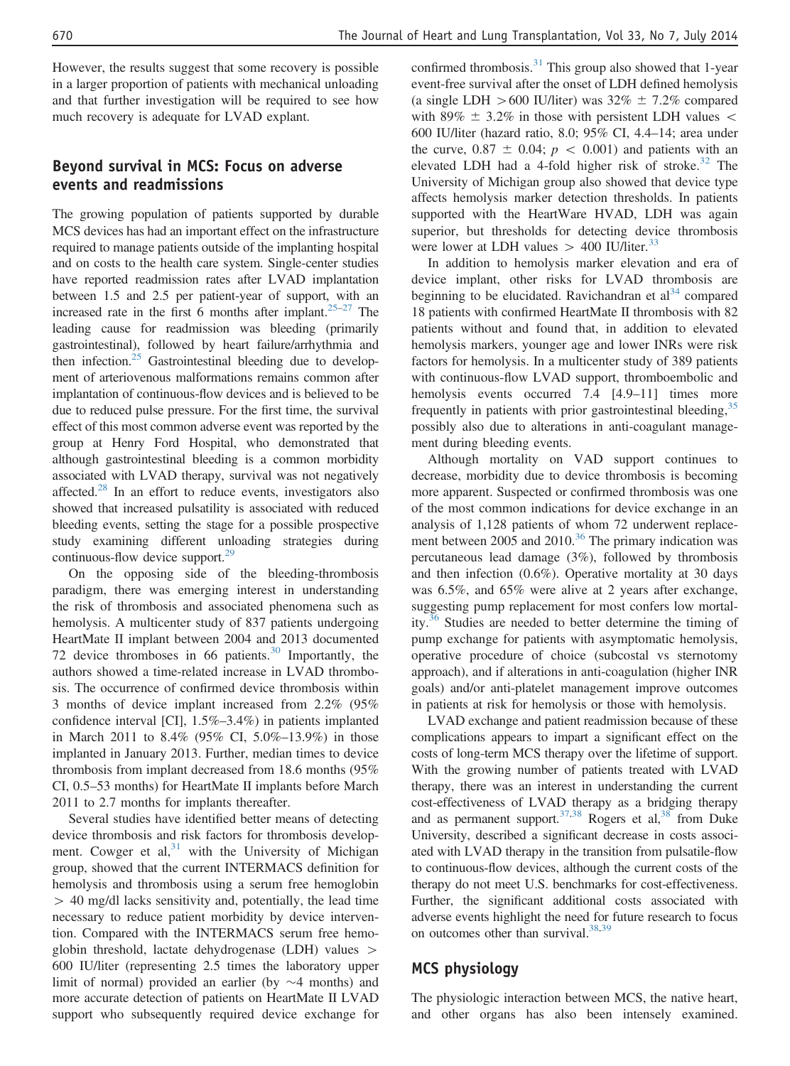However, the results suggest that some recovery is possible in a larger proportion of patients with mechanical unloading and that further investigation will be required to see how much recovery is adequate for LVAD explant.

## Beyond survival in MCS: Focus on adverse events and readmissions

The growing population of patients supported by durable MCS devices has had an important effect on the infrastructure required to manage patients outside of the implanting hospital and on costs to the health care system. Single-center studies have reported readmission rates after LVAD implantation between 1.5 and 2.5 per patient-year of support, with an increased rate in the first 6 months after implant.[25–27] The leading cause for readmission was bleeding (primarily gastrointestinal), followed by heart failure/arrhythmia and then infection.[25] Gastrointestinal bleeding due to development of arteriovenous malformations remains common after implantation of continuous-flow devices and is believed to be due to reduced pulse pressure. For the first time, the survival effect of this most common adverse event was reported by the group at Henry Ford Hospital, who demonstrated that although gastrointestinal bleeding is a common morbidity associated with LVAD therapy, survival was not negatively affected.[28] In an effort to reduce events, investigators also showed that increased pulsatility is associated with reduced bleeding events, setting the stage for a possible prospective study examining different unloading strategies during continuous-flow device support.[29]

On the opposing side of the bleeding-thrombosis paradigm, there was emerging interest in understanding the risk of thrombosis and associated phenomena such as hemolysis. A multicenter study of 837 patients undergoing HeartMate II implant between 2004 and 2013 documented 72 device thromboses in 66 patients.[30] Importantly, the authors showed a time-related increase in LVAD thrombosis. The occurrence of confirmed device thrombosis within 3 months of device implant increased from 2.2% (95% confidence interval [CI], 1.5%–3.4%) in patients implanted in March 2011 to 8.4% (95% CI, 5.0%–13.9%) in those implanted in January 2013. Further, median times to device thrombosis from implant decreased from 18.6 months (95% CI, 0.5–53 months) for HeartMate II implants before March 2011 to 2.7 months for implants thereafter.

Several studies have identified better means of detecting device thrombosis and risk factors for thrombosis development. Cowger et al,[31] with the University of Michigan group, showed that the current INTERMACS definition for hemolysis and thrombosis using a serum free hemoglobin $> 40$ mg/dl lacks sensitivity and, potentially, the lead time necessary to reduce patient morbidity by device intervention. Compared with the INTERMACS serum free hemoglobin threshold, lactate dehydrogenase (LDH) values $>$ 600 IU/liter (representing 2.5 times the laboratory upper limit of normal) provided an earlier (by $\sim$4 months) and more accurate detection of patients on HeartMate II LVAD support who subsequently required device exchange for confirmed thrombosis.[31] This group also showed that 1-year event-free survival after the onset of LDH defined hemolysis (a single LDH $>$600 IU/liter) was 32% $\pm$ 7.2% compared with 89% $\pm$ 3.2% in those with persistent LDH values $<$ 600 IU/liter (hazard ratio, 8.0; 95% CI, 4.4–14; area under the curve, 0.87 $\pm$ 0.04; $p < 0.001$) and patients with an elevated LDH had a 4-fold higher risk of stroke.[32] The University of Michigan group also showed that device type affects hemolysis marker detection thresholds. In patients supported with the HeartWare HVAD, LDH was again superior, but thresholds for detecting device thrombosis were lower at LDH values $>$ 400 IU/liter.[33]

In addition to hemolysis marker elevation and era of device implant, other risks for LVAD thrombosis are beginning to be elucidated. Ravichandran et al[34] compared 18 patients with confirmed HeartMate II thrombosis with 82 patients without and found that, in addition to elevated hemolysis markers, younger age and lower INRs were risk factors for hemolysis. In a multicenter study of 389 patients with continuous-flow LVAD support, thromboembolic and hemolysis events occurred 7.4 [4.9–11] times more frequently in patients with prior gastrointestinal bleeding,[35] possibly also due to alterations in anti-coagulant management during bleeding events.

Although mortality on VAD support continues to decrease, morbidity due to device thrombosis is becoming more apparent. Suspected or confirmed thrombosis was one of the most common indications for device exchange in an analysis of 1,128 patients of whom 72 underwent replacement between 2005 and 2010.[36] The primary indication was percutaneous lead damage (3%), followed by thrombosis and then infection (0.6%). Operative mortality at 30 days was 6.5%, and 65% were alive at 2 years after exchange, suggesting pump replacement for most confers low mortality.[36] Studies are needed to better determine the timing of pump exchange for patients with asymptomatic hemolysis, operative procedure of choice (subcostal vs sternotomy approach), and if alterations in anti-coagulation (higher INR goals) and/or anti-platelet management improve outcomes in patients at risk for hemolysis or those with hemolysis.

LVAD exchange and patient readmission because of these complications appears to impart a significant effect on the costs of long-term MCS therapy over the lifetime of support. With the growing number of patients treated with LVAD therapy, there was an interest in understanding the current cost-effectiveness of LVAD therapy as a bridging therapy and as permanent support.[37,38] Rogers et al,[38] from Duke University, described a significant decrease in costs associated with LVAD therapy in the transition from pulsatile-flow to continuous-flow devices, although the current costs of the therapy do not meet U.S. benchmarks for cost-effectiveness. Further, the significant additional costs associated with adverse events highlight the need for future research to focus on outcomes other than survival.[38,39]

## MCS physiology

The physiologic interaction between MCS, the native heart, and other organs has also been intensely examined.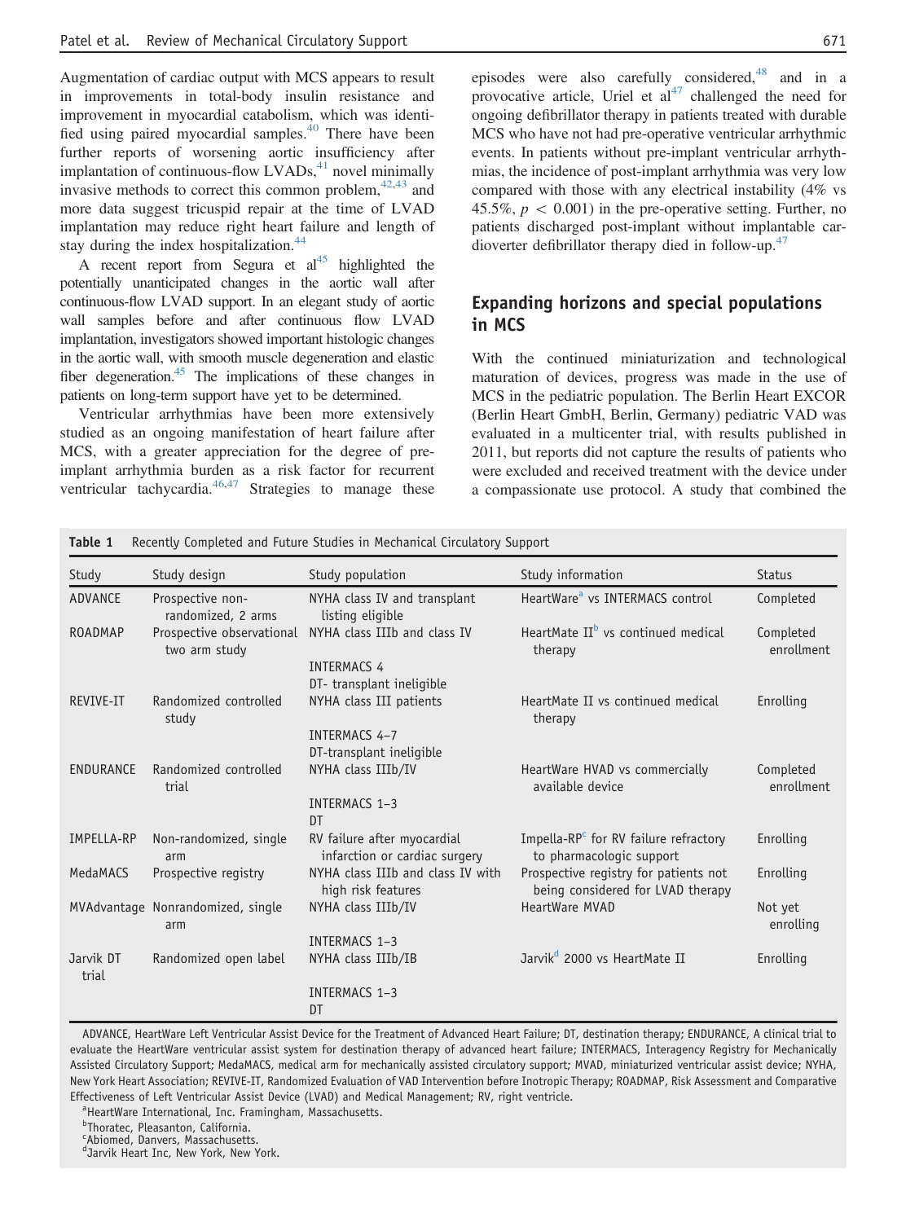Augmentation of cardiac output with MCS appears to result in improvements in total-body insulin resistance and improvement in myocardial catabolism, which was identified using paired myocardial samples.[40] There have been further reports of worsening aortic insufficiency after implantation of continuous-flow LVADs,[41] novel minimally invasive methods to correct this common problem,[42,43] and more data suggest tricuspid repair at the time of LVAD implantation may reduce right heart failure and length of stay during the index hospitalization.[44]

A recent report from Segura et al[45] highlighted the potentially unanticipated changes in the aortic wall after continuous-flow LVAD support. In an elegant study of aortic wall samples before and after continuous flow LVAD implantation, investigators showed important histologic changes in the aortic wall, with smooth muscle degeneration and elastic fiber degeneration.[45] The implications of these changes in patients on long-term support have yet to be determined.

Ventricular arrhythmias have been more extensively studied as an ongoing manifestation of heart failure after MCS, with a greater appreciation for the degree of pre-implant arrhythmia burden as a risk factor for recurrent ventricular tachycardia.[46,47] Strategies to manage these episodes were also carefully considered,[48] and in a provocative article, Uriel et al[47] challenged the need for ongoing defibrillator therapy in patients treated with durable MCS who have not had pre-operative ventricular arrhythmic events. In patients without pre-implant ventricular arrhythmias, the incidence of post-implant arrhythmia was very low compared with those with any electrical instability (4% vs 45.5%, $p < 0.001$) in the pre-operative setting. Further, no patients discharged post-implant without implantable cardioverter defibrillator therapy died in follow-up.[47]

## Expanding horizons and special populations in MCS

With the continued miniaturization and technological maturation of devices, progress was made in the use of MCS in the pediatric population. The Berlin Heart EXCOR (Berlin Heart GmbH, Berlin, Germany) pediatric VAD was evaluated in a multicenter trial, with results published in 2011, but reports did not capture the results of patients who were excluded and received treatment with the device under a compassionate use protocol. A study that combined the

**Table 1** Recently Completed and Future Studies in Mechanical Circulatory Support

| Study | Study design | Study population | Study information | Status |
|---|---|---|---|---|
| ADVANCE | Prospective non-randomized, 2 arms | NYHA class IV and transplant listing eligible | HeartWare[a] vs INTERMACS control | Completed |
| ROADMAP | Prospective observational two arm study | NYHA class IIIb and class IV<br>INTERMACS 4<br>DT- transplant ineligible | HeartMate II[b] vs continued medical therapy | Completed enrollment |
| REVIVE-IT | Randomized controlled study | NYHA class III patients<br>INTERMACS 4–7<br>DT-transplant ineligible | HeartMate II vs continued medical therapy | Enrolling |
| ENDURANCE | Randomized controlled trial | NYHA class IIIb/IV<br>INTERMACS 1–3<br>DT | HeartWare HVAD vs commercially available device | Completed enrollment |
| IMPELLA-RP | Non-randomized, single arm | RV failure after myocardial infarction or cardiac surgery | Impella-RP[c] for RV failure refractory to pharmacologic support | Enrolling |
| MedaMACS | Prospective registry | NYHA class IIIb and class IV with high risk features | Prospective registry for patients not being considered for LVAD therapy | Enrolling |
| MVAdvantage | Nonrandomized, single arm | NYHA class IIIb/IV<br>INTERMACS 1–3 | HeartWare MVAD | Not yet enrolling |
| Jarvik DT trial | Randomized open label | NYHA class IIIb/IB<br>INTERMACS 1–3<br>DT | Jarvik[d] 2000 vs HeartMate II | Enrolling |

ADVANCE, HeartWare Left Ventricular Assist Device for the Treatment of Advanced Heart Failure; DT, destination therapy; ENDURANCE, A clinical trial to evaluate the HeartWare ventricular assist system for destination therapy of advanced heart failure; INTERMACS, Interagency Registry for Mechanically Assisted Circulatory Support; MedaMACS, medical arm for mechanically assisted circulatory support; MVAD, miniaturized ventricular assist device; NYHA, New York Heart Association; REVIVE-IT, Randomized Evaluation of VAD Intervention before Inotropic Therapy; ROADMAP, Risk Assessment and Comparative Effectiveness of Left Ventricular Assist Device (LVAD) and Medical Management; RV, right ventricle.

[a]HeartWare International, Inc. Framingham, Massachusetts.
[b]Thoratec, Pleasanton, California.
[c]Abiomed, Danvers, Massachusetts.
[d]Jarvik Heart Inc, New York, New York.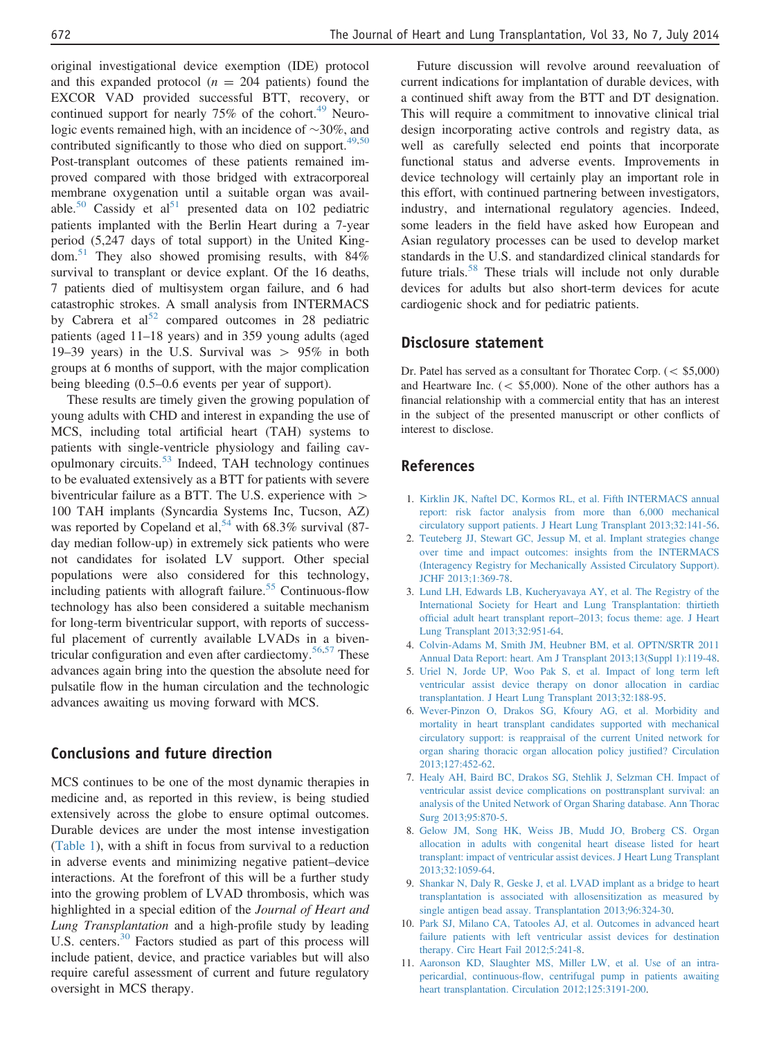original investigational device exemption (IDE) protocol and this expanded protocol ($n = 204$ patients) found the EXCOR VAD provided successful BTT, recovery, or continued support for nearly 75% of the cohort.[49] Neurologic events remained high, with an incidence of ~30%, and contributed significantly to those who died on support.[49,50] Post-transplant outcomes of these patients remained improved compared with those bridged with extracorporeal membrane oxygenation until a suitable organ was available.[50] Cassidy et al[51] presented data on 102 pediatric patients implanted with the Berlin Heart during a 7-year period (5,247 days of total support) in the United Kingdom.[51] They also showed promising results, with 84% survival to transplant or device explant. Of the 16 deaths, 7 patients died of multisystem organ failure, and 6 had catastrophic strokes. A small analysis from INTERMACS by Cabrera et al[52] compared outcomes in 28 pediatric patients (aged 11–18 years) and in 359 young adults (aged 19–39 years) in the U.S. Survival was > 95% in both groups at 6 months of support, with the major complication being bleeding (0.5–0.6 events per year of support).

These results are timely given the growing population of young adults with CHD and interest in expanding the use of MCS, including total artificial heart (TAH) systems to patients with single-ventricle physiology and failing cavopulmonary circuits.[53] Indeed, TAH technology continues to be evaluated extensively as a BTT for patients with severe biventricular failure as a BTT. The U.S. experience with > 100 TAH implants (Syncardia Systems Inc, Tucson, AZ) was reported by Copeland et al,[54] with 68.3% survival (87-day median follow-up) in extremely sick patients who were not candidates for isolated LV support. Other special populations were also considered for this technology, including patients with allograft failure.[55] Continuous-flow technology has also been considered a suitable mechanism for long-term biventricular support, with reports of successful placement of currently available LVADs in a biventricular configuration and even after cardiectomy.[56,57] These advances again bring into the question the absolute need for pulsatile flow in the human circulation and the technologic advances awaiting us moving forward with MCS.

## Conclusions and future direction

MCS continues to be one of the most dynamic therapies in medicine and, as reported in this review, is being studied extensively across the globe to ensure optimal outcomes. Durable devices are under the most intense investigation (Table 1), with a shift in focus from survival to a reduction in adverse events and minimizing negative patient–device interactions. At the forefront of this will be a further study into the growing problem of LVAD thrombosis, which was highlighted in a special edition of the *Journal of Heart and Lung Transplantation* and a high-profile study by leading U.S. centers.[30] Factors studied as part of this process will include patient, device, and practice variables but will also require careful assessment of current and future regulatory oversight in MCS therapy.

Future discussion will revolve around reevaluation of current indications for implantation of durable devices, with a continued shift away from the BTT and DT designation. This will require a commitment to innovative clinical trial design incorporating active controls and registry data, as well as carefully selected end points that incorporate functional status and adverse events. Improvements in device technology will certainly play an important role in this effort, with continued partnering between investigators, industry, and international regulatory agencies. Indeed, some leaders in the field have asked how European and Asian regulatory processes can be used to develop market standards in the U.S. and standardized clinical standards for future trials.[58] These trials will include not only durable devices for adults but also short-term devices for acute cardiogenic shock and for pediatric patients.

## Disclosure statement

Dr. Patel has served as a consultant for Thoratec Corp. (< $5,000) and Heartware Inc. (< $5,000). None of the other authors has a financial relationship with a commercial entity that has an interest in the subject of the presented manuscript or other conflicts of interest to disclose.

## References

1. Kirklin JK, Naftel DC, Kormos RL, et al. Fifth INTERMACS annual report: risk factor analysis from more than 6,000 mechanical circulatory support patients. J Heart Lung Transplant 2013;32:141-56.
2. Teuteberg JJ, Stewart GC, Jessup M, et al. Implant strategies change over time and impact outcomes: insights from the INTERMACS (Interagency Registry for Mechanically Assisted Circulatory Support). JCHF 2013;1:369-78.
3. Lund LH, Edwards LB, Kucheryavaya AY, et al. The Registry of the International Society for Heart and Lung Transplantation: thirtieth official adult heart transplant report–2013; focus theme: age. J Heart Lung Transplant 2013;32:951-64.
4. Colvin-Adams M, Smith JM, Heubner BM, et al. OPTN/SRTR 2011 Annual Data Report: heart. Am J Transplant 2013;13(Suppl 1):119-48.
5. Uriel N, Jorde UP, Woo Pak S, et al. Impact of long term left ventricular assist device therapy on donor allocation in cardiac transplantation. J Heart Lung Transplant 2013;32:188-95.
6. Wever-Pinzon O, Drakos SG, Kfoury AG, et al. Morbidity and mortality in heart transplant candidates supported with mechanical circulatory support: is reappraisal of the current United network for organ sharing thoracic organ allocation policy justified? Circulation 2013;127:452-62.
7. Healy AH, Baird BC, Drakos SG, Stehlik J, Selzman CH. Impact of ventricular assist device complications on posttransplant survival: an analysis of the United Network of Organ Sharing database. Ann Thorac Surg 2013;95:870-5.
8. Gelow JM, Song HK, Weiss JB, Mudd JO, Broberg CS. Organ allocation in adults with congenital heart disease listed for heart transplant: impact of ventricular assist devices. J Heart Lung Transplant 2013;32:1059-64.
9. Shankar N, Daly R, Geske J, et al. LVAD implant as a bridge to heart transplantation is associated with allosensitization as measured by single antigen bead assay. Transplantation 2013;96:324-30.
10. Park SJ, Milano CA, Tatooles AJ, et al. Outcomes in advanced heart failure patients with left ventricular assist devices for destination therapy. Circ Heart Fail 2012;5:241-8.
11. Aaronson KD, Slaughter MS, Miller LW, et al. Use of an intrapericardial, continuous-flow, centrifugal pump in patients awaiting heart transplantation. Circulation 2012;125:3191-200.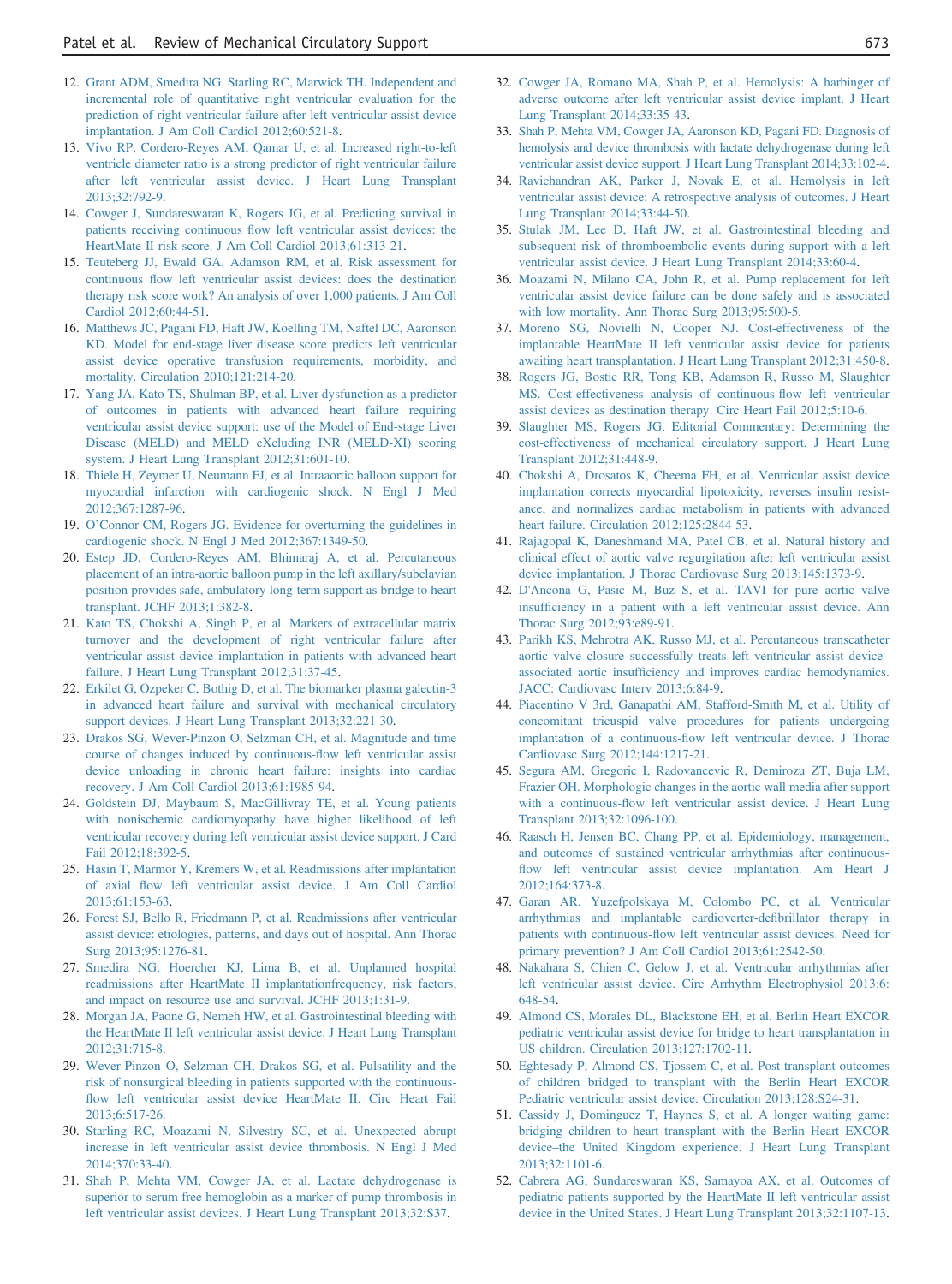12. Grant ADM, Smedira NG, Starling RC, Marwick TH. Independent and incremental role of quantitative right ventricular evaluation for the prediction of right ventricular failure after left ventricular assist device implantation. J Am Coll Cardiol 2012;60:521-8.
13. Vivo RP, Cordero-Reyes AM, Qamar U, et al. Increased right-to-left ventricle diameter ratio is a strong predictor of right ventricular failure after left ventricular assist device. J Heart Lung Transplant 2013;32:792-9.
14. Cowger J, Sundareswaran K, Rogers JG, et al. Predicting survival in patients receiving continuous flow left ventricular assist devices: the HeartMate II risk score. J Am Coll Cardiol 2013;61:313-21.
15. Teuteberg JJ, Ewald GA, Adamson RM, et al. Risk assessment for continuous flow left ventricular assist devices: does the destination therapy risk score work? An analysis of over 1,000 patients. J Am Coll Cardiol 2012;60:44-51.
16. Matthews JC, Pagani FD, Haft JW, Koelling TM, Naftel DC, Aaronson KD. Model for end-stage liver disease score predicts left ventricular assist device operative transfusion requirements, morbidity, and mortality. Circulation 2010;121:214-20.
17. Yang JA, Kato TS, Shulman BP, et al. Liver dysfunction as a predictor of outcomes in patients with advanced heart failure requiring ventricular assist device support: use of the Model of End-stage Liver Disease (MELD) and MELD eXcluding INR (MELD-XI) scoring system. J Heart Lung Transplant 2012;31:601-10.
18. Thiele H, Zeymer U, Neumann FJ, et al. Intraaortic balloon support for myocardial infarction with cardiogenic shock. N Engl J Med 2012;367:1287-96.
19. O'Connor CM, Rogers JG. Evidence for overturning the guidelines in cardiogenic shock. N Engl J Med 2012;367:1349-50.
20. Estep JD, Cordero-Reyes AM, Bhimaraj A, et al. Percutaneous placement of an intra-aortic balloon pump in the left axillary/subclavian position provides safe, ambulatory long-term support as bridge to heart transplant. JCHF 2013;1:382-8.
21. Kato TS, Chokshi A, Singh P, et al. Markers of extracellular matrix turnover and the development of right ventricular failure after ventricular assist device implantation in patients with advanced heart failure. J Heart Lung Transplant 2012;31:37-45.
22. Erkilet G, Ozpeker C, Bothig D, et al. The biomarker plasma galectin-3 in advanced heart failure and survival with mechanical circulatory support devices. J Heart Lung Transplant 2013;32:221-30.
23. Drakos SG, Wever-Pinzon O, Selzman CH, et al. Magnitude and time course of changes induced by continuous-flow left ventricular assist device unloading in chronic heart failure: insights into cardiac recovery. J Am Coll Cardiol 2013;61:1985-94.
24. Goldstein DJ, Maybaum S, MacGillivray TE, et al. Young patients with nonischemic cardiomyopathy have higher likelihood of left ventricular recovery during left ventricular assist device support. J Card Fail 2012;18:392-5.
25. Hasin T, Marmor Y, Kremers W, et al. Readmissions after implantation of axial flow left ventricular assist device. J Am Coll Cardiol 2013;61:153-63.
26. Forest SJ, Bello R, Friedmann P, et al. Readmissions after ventricular assist device: etiologies, patterns, and days out of hospital. Ann Thorac Surg 2013;95:1276-81.
27. Smedira NG, Hoercher KJ, Lima B, et al. Unplanned hospital readmissions after HeartMate II implantationfrequency, risk factors, and impact on resource use and survival. JCHF 2013;1:31-9.
28. Morgan JA, Paone G, Nemeh HW, et al. Gastrointestinal bleeding with the HeartMate II left ventricular assist device. J Heart Lung Transplant 2012;31:715-8.
29. Wever-Pinzon O, Selzman CH, Drakos SG, et al. Pulsatility and the risk of nonsurgical bleeding in patients supported with the continuous-flow left ventricular assist device HeartMate II. Circ Heart Fail 2013;6:517-26.
30. Starling RC, Moazami N, Silvestry SC, et al. Unexpected abrupt increase in left ventricular assist device thrombosis. N Engl J Med 2014;370:33-40.
31. Shah P, Mehta VM, Cowger JA, et al. Lactate dehydrogenase is superior to serum free hemoglobin as a marker of pump thrombosis in left ventricular assist devices. J Heart Lung Transplant 2013;32:S37.
32. Cowger JA, Romano MA, Shah P, et al. Hemolysis: A harbinger of adverse outcome after left ventricular assist device implant. J Heart Lung Transplant 2014;33:35-43.
33. Shah P, Mehta VM, Cowger JA, Aaronson KD, Pagani FD. Diagnosis of hemolysis and device thrombosis with lactate dehydrogenase during left ventricular assist device support. J Heart Lung Transplant 2014;33:102-4.
34. Ravichandran AK, Parker J, Novak E, et al. Hemolysis in left ventricular assist device: A retrospective analysis of outcomes. J Heart Lung Transplant 2014;33:44-50.
35. Stulak JM, Lee D, Haft JW, et al. Gastrointestinal bleeding and subsequent risk of thromboembolic events during support with a left ventricular assist device. J Heart Lung Transplant 2014;33:60-4.
36. Moazami N, Milano CA, John R, et al. Pump replacement for left ventricular assist device failure can be done safely and is associated with low mortality. Ann Thorac Surg 2013;95:500-5.
37. Moreno SG, Novielli N, Cooper NJ. Cost-effectiveness of the implantable HeartMate II left ventricular assist device for patients awaiting heart transplantation. J Heart Lung Transplant 2012;31:450-8.
38. Rogers JG, Bostic RR, Tong KB, Adamson R, Russo M, Slaughter MS. Cost-effectiveness analysis of continuous-flow left ventricular assist devices as destination therapy. Circ Heart Fail 2012;5:10-6.
39. Slaughter MS, Rogers JG. Editorial Commentary: Determining the cost-effectiveness of mechanical circulatory support. J Heart Lung Transplant 2012;31:448-9.
40. Chokshi A, Drosatos K, Cheema FH, et al. Ventricular assist device implantation corrects myocardial lipotoxicity, reverses insulin resistance, and normalizes cardiac metabolism in patients with advanced heart failure. Circulation 2012;125:2844-53.
41. Rajagopal K, Daneshmand MA, Patel CB, et al. Natural history and clinical effect of aortic valve regurgitation after left ventricular assist device implantation. J Thorac Cardiovasc Surg 2013;145:1373-9.
42. D'Ancona G, Pasic M, Buz S, et al. TAVI for pure aortic valve insufficiency in a patient with a left ventricular assist device. Ann Thorac Surg 2012;93:e89-91.
43. Parikh KS, Mehrotra AK, Russo MJ, et al. Percutaneous transcatheter aortic valve closure successfully treats left ventricular assist device–associated aortic insufficiency and improves cardiac hemodynamics. JACC: Cardiovasc Interv 2013;6:84-9.
44. Piacentino V 3rd, Ganapathi AM, Stafford-Smith M, et al. Utility of concomitant tricuspid valve procedures for patients undergoing implantation of a continuous-flow left ventricular device. J Thorac Cardiovasc Surg 2012;144:1217-21.
45. Segura AM, Gregoric I, Radovancevic R, Demirozu ZT, Buja LM, Frazier OH. Morphologic changes in the aortic wall media after support with a continuous-flow left ventricular assist device. J Heart Lung Transplant 2013;32:1096-100.
46. Raasch H, Jensen BC, Chang PP, et al. Epidemiology, management, and outcomes of sustained ventricular arrhythmias after continuous-flow left ventricular assist device implantation. Am Heart J 2012;164:373-8.
47. Garan AR, Yuzefpolskaya M, Colombo PC, et al. Ventricular arrhythmias and implantable cardioverter-defibrillator therapy in patients with continuous-flow left ventricular assist devices. Need for primary prevention? J Am Coll Cardiol 2013;61:2542-50.
48. Nakahara S, Chien C, Gelow J, et al. Ventricular arrhythmias after left ventricular assist device. Circ Arrhythm Electrophysiol 2013;6:648-54.
49. Almond CS, Morales DL, Blackstone EH, et al. Berlin Heart EXCOR pediatric ventricular assist device for bridge to heart transplantation in US children. Circulation 2013;127:1702-11.
50. Eghtesady P, Almond CS, Tjossem C, et al. Post-transplant outcomes of children bridged to transplant with the Berlin Heart EXCOR Pediatric ventricular assist device. Circulation 2013;128:S24-31.
51. Cassidy J, Dominguez T, Haynes S, et al. A longer waiting game: bridging children to heart transplant with the Berlin Heart EXCOR device–the United Kingdom experience. J Heart Lung Transplant 2013;32:1101-6.
52. Cabrera AG, Sundareswaran KS, Samayoa AX, et al. Outcomes of pediatric patients supported by the HeartMate II left ventricular assist device in the United States. J Heart Lung Transplant 2013;32:1107-13.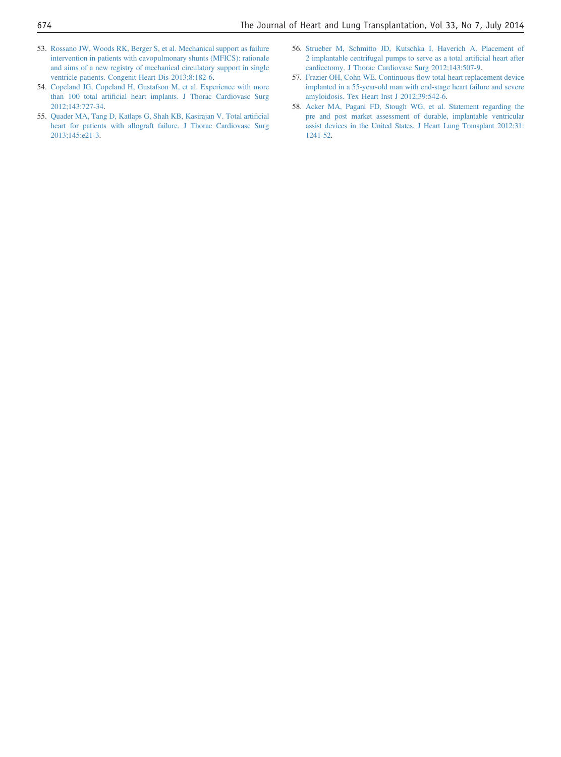53. Rossano JW, Woods RK, Berger S, et al. Mechanical support as failure intervention in patients with cavopulmonary shunts (MFICS): rationale and aims of a new registry of mechanical circulatory support in single ventricle patients. Congenit Heart Dis 2013;8:182-6.
54. Copeland JG, Copeland H, Gustafson M, et al. Experience with more than 100 total artificial heart implants. J Thorac Cardiovasc Surg 2012;143:727-34.
55. Quader MA, Tang D, Katlaps G, Shah KB, Kasirajan V. Total artificial heart for patients with allograft failure. J Thorac Cardiovasc Surg 2013;145:e21-3.
56. Strueber M, Schmitto JD, Kutschka I, Haverich A. Placement of 2 implantable centrifugal pumps to serve as a total artificial heart after cardiectomy. J Thorac Cardiovasc Surg 2012;143:507-9.
57. Frazier OH, Cohn WE. Continuous-flow total heart replacement device implanted in a 55-year-old man with end-stage heart failure and severe amyloidosis. Tex Heart Inst J 2012;39:542-6.
58. Acker MA, Pagani FD, Stough WG, et al. Statement regarding the pre and post market assessment of durable, implantable ventricular assist devices in the United States. J Heart Lung Transplant 2012;31:1241-52.